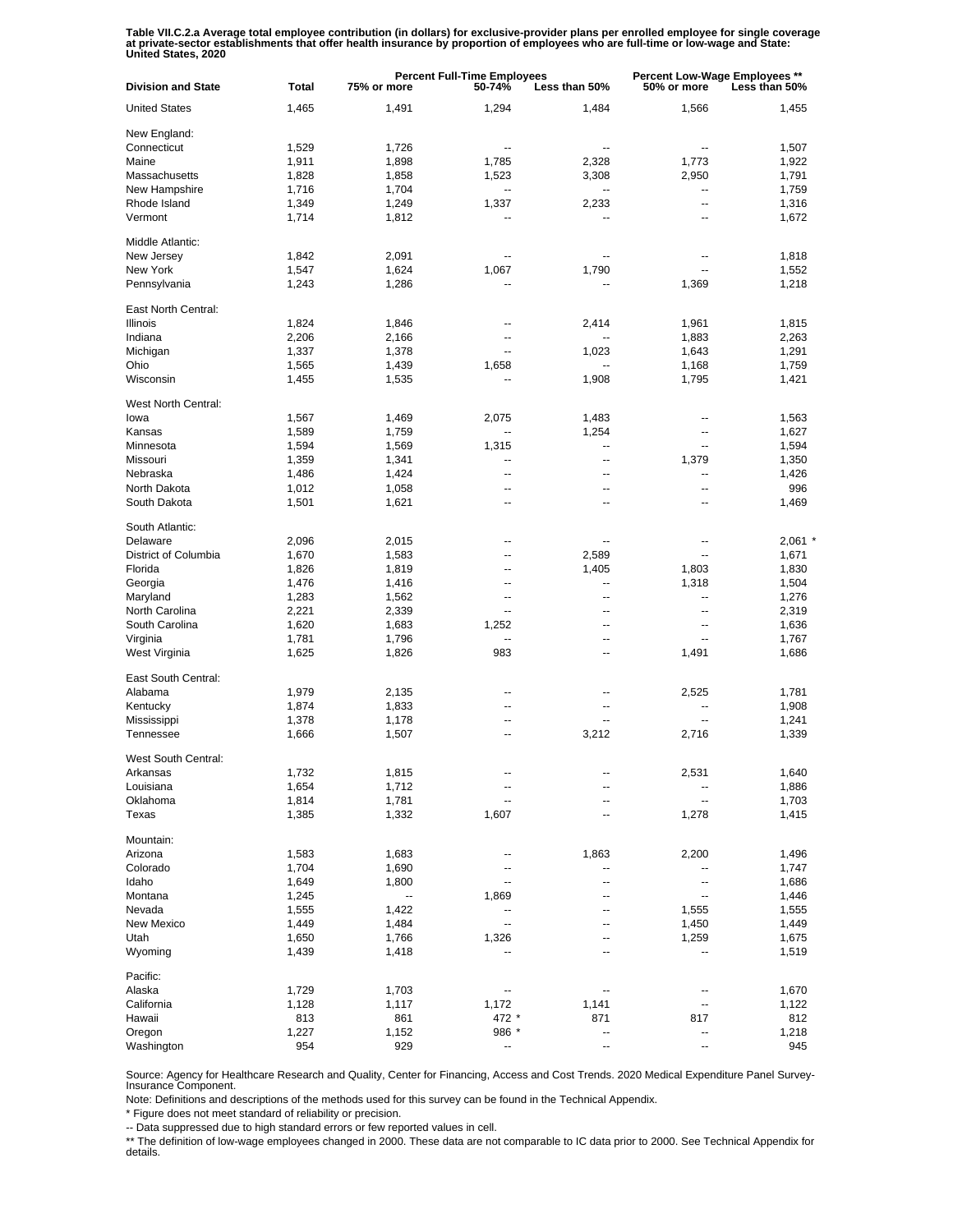**Table VII.C.2.a Average total employee contribution (in dollars) for exclusive-provider plans per enrolled employee for single coverage at private-sector establishments that offer health insurance by proportion of employees who are full-time or low-wage and State: United States, 2020**

| Division and State | Total | Percent Full-Time Employees | | | Percent Low-Wage Employees ** | |
|---|---|---|---|---|---|---|
| | | 75% or more | 50-74% | Less than 50% | 50% or more | Less than 50% |
| United States | 1,465 | 1,491 | 1,294 | 1,484 | 1,566 | 1,455 |
| New England: | | | | | | |
| Connecticut | 1,529 | 1,726 | -- | -- | -- | 1,507 |
| Maine | 1,911 | 1,898 | 1,785 | 2,328 | 1,773 | 1,922 |
| Massachusetts | 1,828 | 1,858 | 1,523 | 3,308 | 2,950 | 1,791 |
| New Hampshire | 1,716 | 1,704 | -- | -- | -- | 1,759 |
| Rhode Island | 1,349 | 1,249 | 1,337 | 2,233 | -- | 1,316 |
| Vermont | 1,714 | 1,812 | -- | -- | -- | 1,672 |
| Middle Atlantic: | | | | | | |
| New Jersey | 1,842 | 2,091 | -- | -- | -- | 1,818 |
| New York | 1,547 | 1,624 | 1,067 | 1,790 | -- | 1,552 |
| Pennsylvania | 1,243 | 1,286 | -- | -- | 1,369 | 1,218 |
| East North Central: | | | | | | |
| Illinois | 1,824 | 1,846 | -- | 2,414 | 1,961 | 1,815 |
| Indiana | 2,206 | 2,166 | -- | -- | 1,883 | 2,263 |
| Michigan | 1,337 | 1,378 | -- | 1,023 | 1,643 | 1,291 |
| Ohio | 1,565 | 1,439 | 1,658 | -- | 1,168 | 1,759 |
| Wisconsin | 1,455 | 1,535 | -- | 1,908 | 1,795 | 1,421 |
| West North Central: | | | | | | |
| Iowa | 1,567 | 1,469 | 2,075 | 1,483 | -- | 1,563 |
| Kansas | 1,589 | 1,759 | -- | 1,254 | -- | 1,627 |
| Minnesota | 1,594 | 1,569 | 1,315 | -- | -- | 1,594 |
| Missouri | 1,359 | 1,341 | -- | -- | 1,379 | 1,350 |
| Nebraska | 1,486 | 1,424 | -- | -- | -- | 1,426 |
| North Dakota | 1,012 | 1,058 | -- | -- | -- | 996 |
| South Dakota | 1,501 | 1,621 | -- | -- | -- | 1,469 |
| South Atlantic: | | | | | | |
| Delaware | 2,096 | 2,015 | -- | -- | -- | 2,061 * |
| District of Columbia | 1,670 | 1,583 | -- | 2,589 | -- | 1,671 |
| Florida | 1,826 | 1,819 | -- | 1,405 | 1,803 | 1,830 |
| Georgia | 1,476 | 1,416 | -- | -- | 1,318 | 1,504 |
| Maryland | 1,283 | 1,562 | -- | -- | -- | 1,276 |
| North Carolina | 2,221 | 2,339 | -- | -- | -- | 2,319 |
| South Carolina | 1,620 | 1,683 | 1,252 | -- | -- | 1,636 |
| Virginia | 1,781 | 1,796 | -- | -- | -- | 1,767 |
| West Virginia | 1,625 | 1,826 | 983 | -- | 1,491 | 1,686 |
| East South Central: | | | | | | |
| Alabama | 1,979 | 2,135 | -- | -- | 2,525 | 1,781 |
| Kentucky | 1,874 | 1,833 | -- | -- | -- | 1,908 |
| Mississippi | 1,378 | 1,178 | -- | -- | -- | 1,241 |
| Tennessee | 1,666 | 1,507 | -- | 3,212 | 2,716 | 1,339 |
| West South Central: | | | | | | |
| Arkansas | 1,732 | 1,815 | -- | -- | 2,531 | 1,640 |
| Louisiana | 1,654 | 1,712 | -- | -- | -- | 1,886 |
| Oklahoma | 1,814 | 1,781 | -- | -- | -- | 1,703 |
| Texas | 1,385 | 1,332 | 1,607 | -- | 1,278 | 1,415 |
| Mountain: | | | | | | |
| Arizona | 1,583 | 1,683 | -- | 1,863 | 2,200 | 1,496 |
| Colorado | 1,704 | 1,690 | -- | -- | -- | 1,747 |
| Idaho | 1,649 | 1,800 | -- | -- | -- | 1,686 |
| Montana | 1,245 | -- | 1,869 | -- | -- | 1,446 |
| Nevada | 1,555 | 1,422 | -- | -- | 1,555 | 1,555 |
| New Mexico | 1,449 | 1,484 | -- | -- | 1,450 | 1,449 |
| Utah | 1,650 | 1,766 | 1,326 | -- | 1,259 | 1,675 |
| Wyoming | 1,439 | 1,418 | -- | -- | -- | 1,519 |
| Pacific: | | | | | | |
| Alaska | 1,729 | 1,703 | -- | -- | -- | 1,670 |
| California | 1,128 | 1,117 | 1,172 | 1,141 | -- | 1,122 |
| Hawaii | 813 | 861 | 472 * | 871 | 817 | 812 |
| Oregon | 1,227 | 1,152 | 986 * | -- | -- | 1,218 |
| Washington | 954 | 929 | -- | -- | -- | 945 |

Source: Agency for Healthcare Research and Quality, Center for Financing, Access and Cost Trends. 2020 Medical Expenditure Panel Survey-Insurance Component.

Note: Definitions and descriptions of the methods used for this survey can be found in the Technical Appendix.

* Figure does not meet standard of reliability or precision.

-- Data suppressed due to high standard errors or few reported values in cell.

** The definition of low-wage employees changed in 2000. These data are not comparable to IC data prior to 2000. See Technical Appendix for details.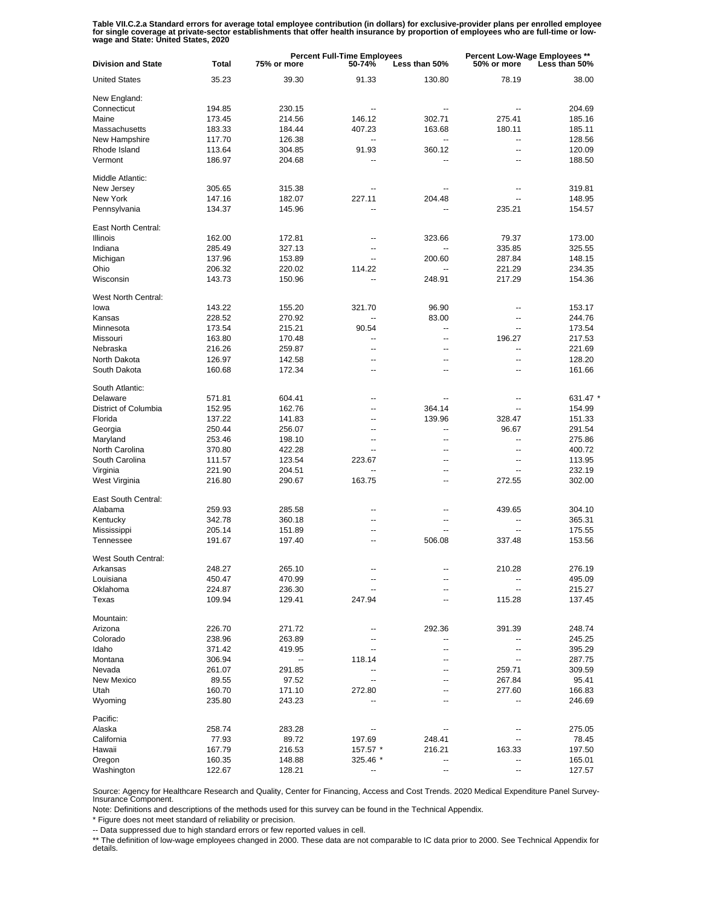**Table VII.C.2.a Standard errors for average total employee contribution (in dollars) for exclusive-provider plans per enrolled employee for single coverage at private-sector establishments that offer health insurance by proportion of employees who are full-time or low-wage and State: United States, 2020**

| Division and State | Total | Percent Full-Time Employees | | | Percent Low-Wage Employees ** | |
|---|---|---|---|---|---|---|
| | | 75% or more | 50-74% | Less than 50% | 50% or more | Less than 50% |
| United States | 35.23 | 39.30 | 91.33 | 130.80 | 78.19 | 38.00 |
| New England: | | | | | | |
| Connecticut | 194.85 | 230.15 | -- | -- | -- | 204.69 |
| Maine | 173.45 | 214.56 | 146.12 | 302.71 | 275.41 | 185.16 |
| Massachusetts | 183.33 | 184.44 | 407.23 | 163.68 | 180.11 | 185.11 |
| New Hampshire | 117.70 | 126.38 | -- | -- | -- | 128.56 |
| Rhode Island | 113.64 | 304.85 | 91.93 | 360.12 | -- | 120.09 |
| Vermont | 186.97 | 204.68 | -- | -- | -- | 188.50 |
| Middle Atlantic: | | | | | | |
| New Jersey | 305.65 | 315.38 | -- | -- | -- | 319.81 |
| New York | 147.16 | 182.07 | 227.11 | 204.48 | -- | 148.95 |
| Pennsylvania | 134.37 | 145.96 | -- | -- | 235.21 | 154.57 |
| East North Central: | | | | | | |
| Illinois | 162.00 | 172.81 | -- | 323.66 | 79.37 | 173.00 |
| Indiana | 285.49 | 327.13 | -- | -- | 335.85 | 325.55 |
| Michigan | 137.96 | 153.89 | -- | 200.60 | 287.84 | 148.15 |
| Ohio | 206.32 | 220.02 | 114.22 | -- | 221.29 | 234.35 |
| Wisconsin | 143.73 | 150.96 | -- | 248.91 | 217.29 | 154.36 |
| West North Central: | | | | | | |
| Iowa | 143.22 | 155.20 | 321.70 | 96.90 | -- | 153.17 |
| Kansas | 228.52 | 270.92 | -- | 83.00 | -- | 244.76 |
| Minnesota | 173.54 | 215.21 | 90.54 | -- | -- | 173.54 |
| Missouri | 163.80 | 170.48 | -- | -- | 196.27 | 217.53 |
| Nebraska | 216.26 | 259.87 | -- | -- | -- | 221.69 |
| North Dakota | 126.97 | 142.58 | -- | -- | -- | 128.20 |
| South Dakota | 160.68 | 172.34 | -- | -- | -- | 161.66 |
| South Atlantic: | | | | | | |
| Delaware | 571.81 | 604.41 | -- | -- | -- | 631.47 * |
| District of Columbia | 152.95 | 162.76 | -- | 364.14 | -- | 154.99 |
| Florida | 137.22 | 141.83 | -- | 139.96 | 328.47 | 151.33 |
| Georgia | 250.44 | 256.07 | -- | -- | 96.67 | 291.54 |
| Maryland | 253.46 | 198.10 | -- | -- | -- | 275.86 |
| North Carolina | 370.80 | 422.28 | -- | -- | -- | 400.72 |
| South Carolina | 111.57 | 123.54 | 223.67 | -- | -- | 113.95 |
| Virginia | 221.90 | 204.51 | -- | -- | -- | 232.19 |
| West Virginia | 216.80 | 290.67 | 163.75 | -- | 272.55 | 302.00 |
| East South Central: | | | | | | |
| Alabama | 259.93 | 285.58 | -- | -- | 439.65 | 304.10 |
| Kentucky | 342.78 | 360.18 | -- | -- | -- | 365.31 |
| Mississippi | 205.14 | 151.89 | -- | -- | -- | 175.55 |
| Tennessee | 191.67 | 197.40 | -- | 506.08 | 337.48 | 153.56 |
| West South Central: | | | | | | |
| Arkansas | 248.27 | 265.10 | -- | -- | 210.28 | 276.19 |
| Louisiana | 450.47 | 470.99 | -- | -- | -- | 495.09 |
| Oklahoma | 224.87 | 236.30 | -- | -- | -- | 215.27 |
| Texas | 109.94 | 129.41 | 247.94 | -- | 115.28 | 137.45 |
| Mountain: | | | | | | |
| Arizona | 226.70 | 271.72 | -- | 292.36 | 391.39 | 248.74 |
| Colorado | 238.96 | 263.89 | -- | -- | -- | 245.25 |
| Idaho | 371.42 | 419.95 | -- | -- | -- | 395.29 |
| Montana | 306.94 | -- | 118.14 | -- | -- | 287.75 |
| Nevada | 261.07 | 291.85 | -- | -- | 259.71 | 309.59 |
| New Mexico | 89.55 | 97.52 | -- | -- | 267.84 | 95.41 |
| Utah | 160.70 | 171.10 | 272.80 | -- | 277.60 | 166.83 |
| Wyoming | 235.80 | 243.23 | -- | -- | -- | 246.69 |
| Pacific: | | | | | | |
| Alaska | 258.74 | 283.28 | -- | -- | -- | 275.05 |
| California | 77.93 | 89.72 | 197.69 | 248.41 | -- | 78.45 |
| Hawaii | 167.79 | 216.53 | 157.57 * | 216.21 | 163.33 | 197.50 |
| Oregon | 160.35 | 148.88 | 325.46 * | -- | -- | 165.01 |
| Washington | 122.67 | 128.21 | -- | -- | -- | 127.57 |

Source: Agency for Healthcare Research and Quality, Center for Financing, Access and Cost Trends. 2020 Medical Expenditure Panel Survey-Insurance Component.

Note: Definitions and descriptions of the methods used for this survey can be found in the Technical Appendix.

* Figure does not meet standard of reliability or precision.

-- Data suppressed due to high standard errors or few reported values in cell.

** The definition of low-wage employees changed in 2000. These data are not comparable to IC data prior to 2000. See Technical Appendix for details.